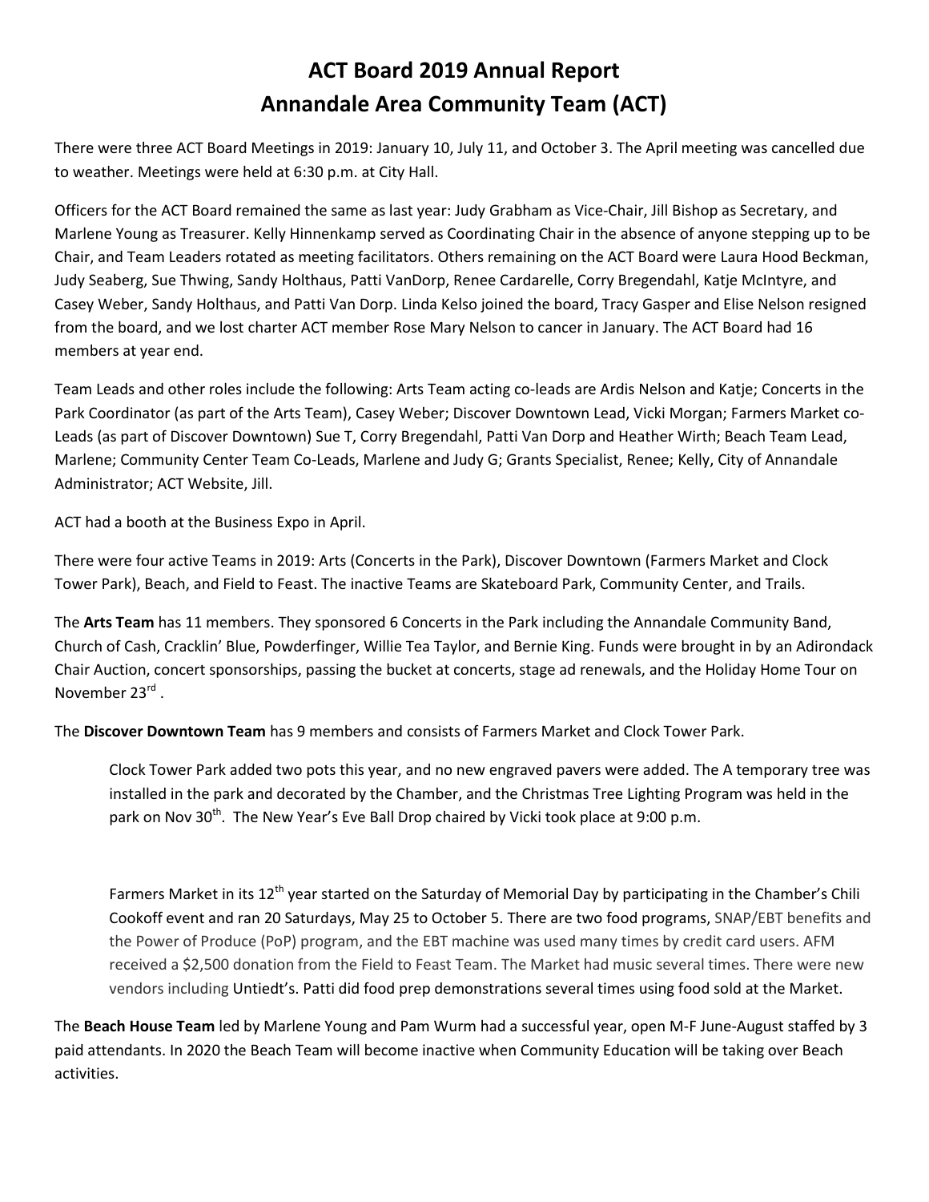# ACT Board 2019 Annual Report
# Annandale Area Community Team (ACT)

There were three ACT Board Meetings in 2019: January 10, July 11, and October 3. The April meeting was cancelled due to weather. Meetings were held at 6:30 p.m. at City Hall.

Officers for the ACT Board remained the same as last year: Judy Grabham as Vice-Chair, Jill Bishop as Secretary, and Marlene Young as Treasurer. Kelly Hinnenkamp served as Coordinating Chair in the absence of anyone stepping up to be Chair, and Team Leaders rotated as meeting facilitators. Others remaining on the ACT Board were Laura Hood Beckman, Judy Seaberg, Sue Thwing, Sandy Holthaus, Patti VanDorp, Renee Cardarelle, Corry Bregendahl, Katje McIntyre, and Casey Weber, Sandy Holthaus, and Patti Van Dorp. Linda Kelso joined the board, Tracy Gasper and Elise Nelson resigned from the board, and we lost charter ACT member Rose Mary Nelson to cancer in January. The ACT Board had 16 members at year end.

Team Leads and other roles include the following: Arts Team acting co-leads are Ardis Nelson and Katje; Concerts in the Park Coordinator (as part of the Arts Team), Casey Weber; Discover Downtown Lead, Vicki Morgan; Farmers Market co-Leads (as part of Discover Downtown) Sue T, Corry Bregendahl, Patti Van Dorp and Heather Wirth; Beach Team Lead, Marlene; Community Center Team Co-Leads, Marlene and Judy G; Grants Specialist, Renee; Kelly, City of Annandale Administrator; ACT Website, Jill.

ACT had a booth at the Business Expo in April.

There were four active Teams in 2019: Arts (Concerts in the Park), Discover Downtown (Farmers Market and Clock Tower Park), Beach, and Field to Feast. The inactive Teams are Skateboard Park, Community Center, and Trails.

The **Arts Team** has 11 members. They sponsored 6 Concerts in the Park including the Annandale Community Band, Church of Cash, Cracklin' Blue, Powderfinger, Willie Tea Taylor, and Bernie King. Funds were brought in by an Adirondack Chair Auction, concert sponsorships, passing the bucket at concerts, stage ad renewals, and the Holiday Home Tour on November 23rd .

The **Discover Downtown Team** has 9 members and consists of Farmers Market and Clock Tower Park.

> Clock Tower Park added two pots this year, and no new engraved pavers were added. The A temporary tree was installed in the park and decorated by the Chamber, and the Christmas Tree Lighting Program was held in the park on Nov 30th. The New Year's Eve Ball Drop chaired by Vicki took place at 9:00 p.m.
>
> Farmers Market in its 12th year started on the Saturday of Memorial Day by participating in the Chamber's Chili Cookoff event and ran 20 Saturdays, May 25 to October 5. There are two food programs, SNAP/EBT benefits and the Power of Produce (PoP) program, and the EBT machine was used many times by credit card users. AFM received a $2,500 donation from the Field to Feast Team. The Market had music several times. There were new vendors including Untiedt's. Patti did food prep demonstrations several times using food sold at the Market.

The **Beach House Team** led by Marlene Young and Pam Wurm had a successful year, open M-F June-August staffed by 3 paid attendants. In 2020 the Beach Team will become inactive when Community Education will be taking over Beach activities.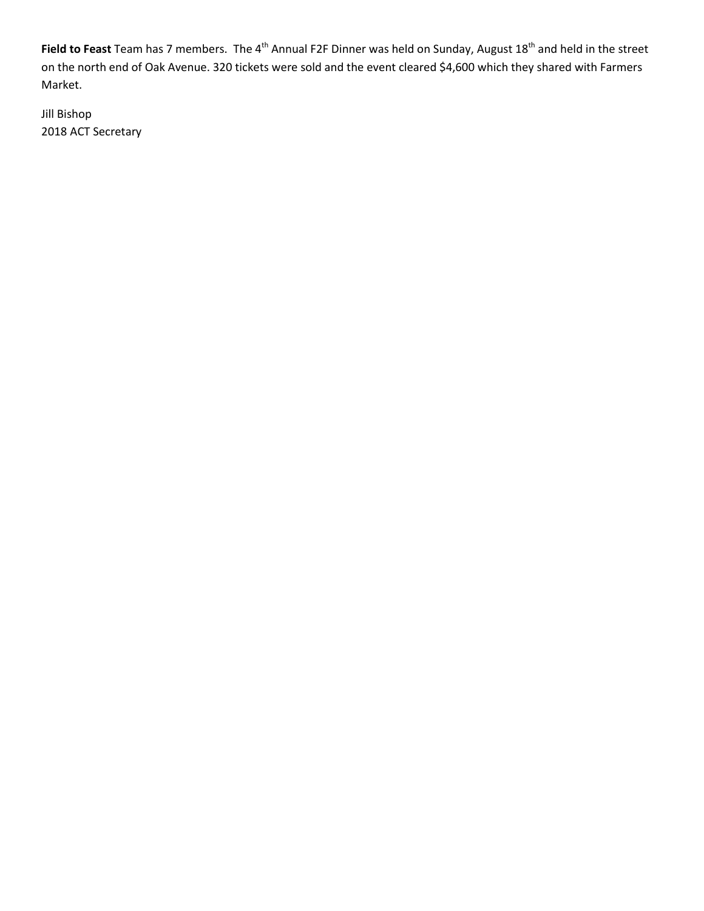**Field to Feast** Team has 7 members. The 4th Annual F2F Dinner was held on Sunday, August 18th and held in the street on the north end of Oak Avenue. 320 tickets were sold and the event cleared $4,600 which they shared with Farmers Market.

Jill Bishop  
2018 ACT Secretary